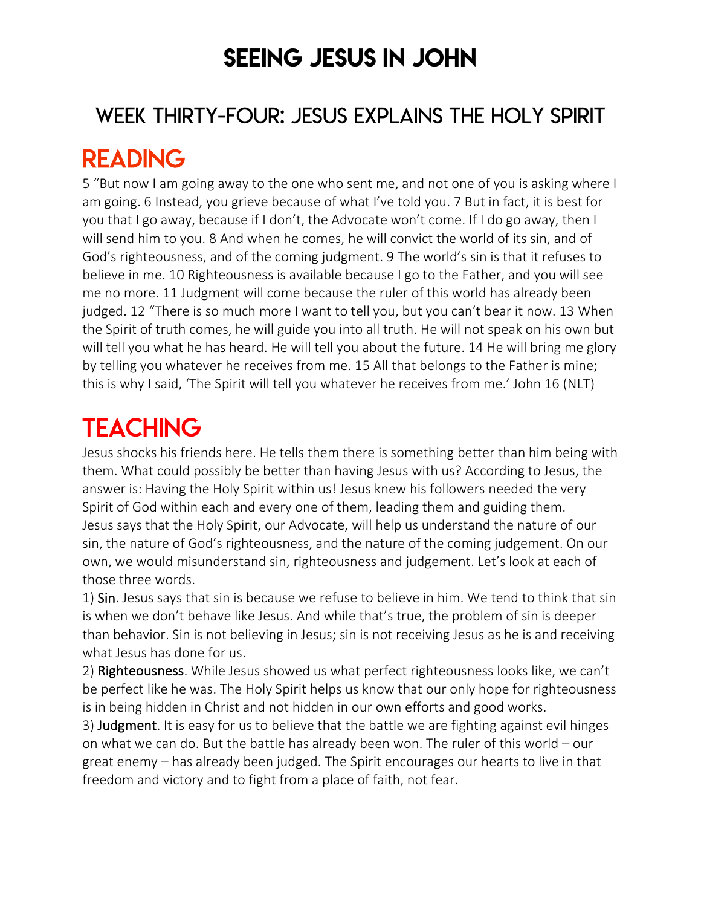# SEEING JESUS IN JOHN

## WEEK THIRTY-FOUR: JESUS EXPLAINS THE HOLY SPIRIT

## READING

5 "But now I am going away to the one who sent me, and not one of you is asking where I am going. 6 Instead, you grieve because of what I've told you. 7 But in fact, it is best for you that I go away, because if I don't, the Advocate won't come. If I do go away, then I will send him to you. 8 And when he comes, he will convict the world of its sin, and of God's righteousness, and of the coming judgment. 9 The world's sin is that it refuses to believe in me. 10 Righteousness is available because I go to the Father, and you will see me no more. 11 Judgment will come because the ruler of this world has already been judged. 12 "There is so much more I want to tell you, but you can't bear it now. 13 When the Spirit of truth comes, he will guide you into all truth. He will not speak on his own but will tell you what he has heard. He will tell you about the future. 14 He will bring me glory by telling you whatever he receives from me. 15 All that belongs to the Father is mine; this is why I said, 'The Spirit will tell you whatever he receives from me.' John 16 (NLT)

## TEACHING

Jesus shocks his friends here. He tells them there is something better than him being with them. What could possibly be better than having Jesus with us? According to Jesus, the answer is: Having the Holy Spirit within us! Jesus knew his followers needed the very Spirit of God within each and every one of them, leading them and guiding them.
Jesus says that the Holy Spirit, our Advocate, will help us understand the nature of our sin, the nature of God's righteousness, and the nature of the coming judgement. On our own, we would misunderstand sin, righteousness and judgement. Let's look at each of those three words.

1) **Sin**. Jesus says that sin is because we refuse to believe in him. We tend to think that sin is when we don't behave like Jesus. And while that's true, the problem of sin is deeper than behavior. Sin is not believing in Jesus; sin is not receiving Jesus as he is and receiving what Jesus has done for us.
2) **Righteousness**. While Jesus showed us what perfect righteousness looks like, we can't be perfect like he was. The Holy Spirit helps us know that our only hope for righteousness is in being hidden in Christ and not hidden in our own efforts and good works.
3) **Judgment**. It is easy for us to believe that the battle we are fighting against evil hinges on what we can do. But the battle has already been won. The ruler of this world – our great enemy – has already been judged. The Spirit encourages our hearts to live in that freedom and victory and to fight from a place of faith, not fear.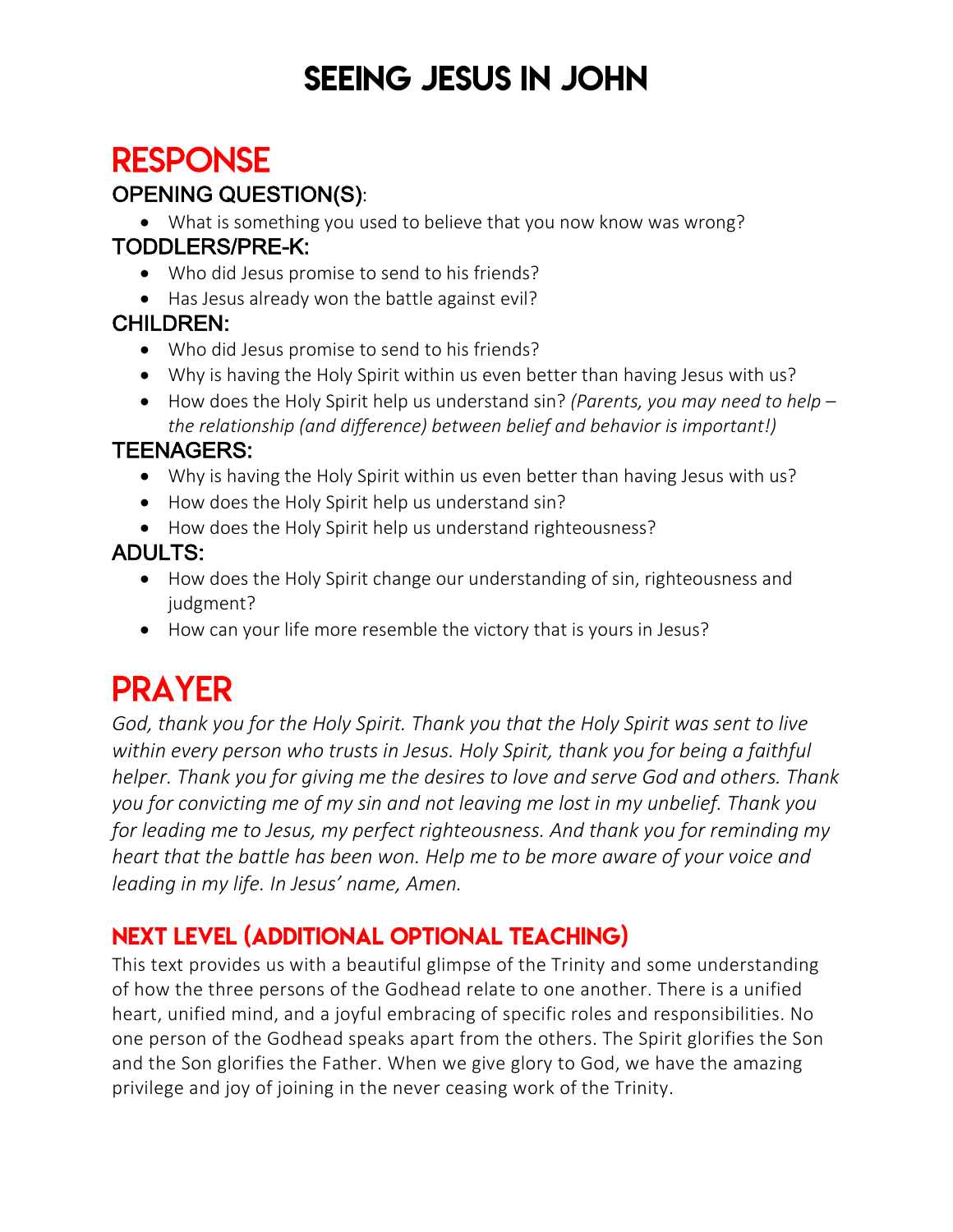# SEEING JESUS IN JOHN

## RESPONSE

### OPENING QUESTION(S):

- What is something you used to believe that you now know was wrong?

### TODDLERS/PRE-K:

- Who did Jesus promise to send to his friends?
- Has Jesus already won the battle against evil?

### CHILDREN:

- Who did Jesus promise to send to his friends?
- Why is having the Holy Spirit within us even better than having Jesus with us?
- How does the Holy Spirit help us understand sin? *(Parents, you may need to help – the relationship (and difference) between belief and behavior is important!)*

### TEENAGERS:

- Why is having the Holy Spirit within us even better than having Jesus with us?
- How does the Holy Spirit help us understand sin?
- How does the Holy Spirit help us understand righteousness?

### ADULTS:

- How does the Holy Spirit change our understanding of sin, righteousness and judgment?
- How can your life more resemble the victory that is yours in Jesus?

## PRAYER

*God, thank you for the Holy Spirit. Thank you that the Holy Spirit was sent to live within every person who trusts in Jesus. Holy Spirit, thank you for being a faithful helper. Thank you for giving me the desires to love and serve God and others. Thank you for convicting me of my sin and not leaving me lost in my unbelief. Thank you for leading me to Jesus, my perfect righteousness. And thank you for reminding my heart that the battle has been won. Help me to be more aware of your voice and leading in my life. In Jesus' name, Amen.*

### NEXT LEVEL (ADDITIONAL OPTIONAL TEACHING)

This text provides us with a beautiful glimpse of the Trinity and some understanding of how the three persons of the Godhead relate to one another. There is a unified heart, unified mind, and a joyful embracing of specific roles and responsibilities. No one person of the Godhead speaks apart from the others. The Spirit glorifies the Son and the Son glorifies the Father. When we give glory to God, we have the amazing privilege and joy of joining in the never ceasing work of the Trinity.